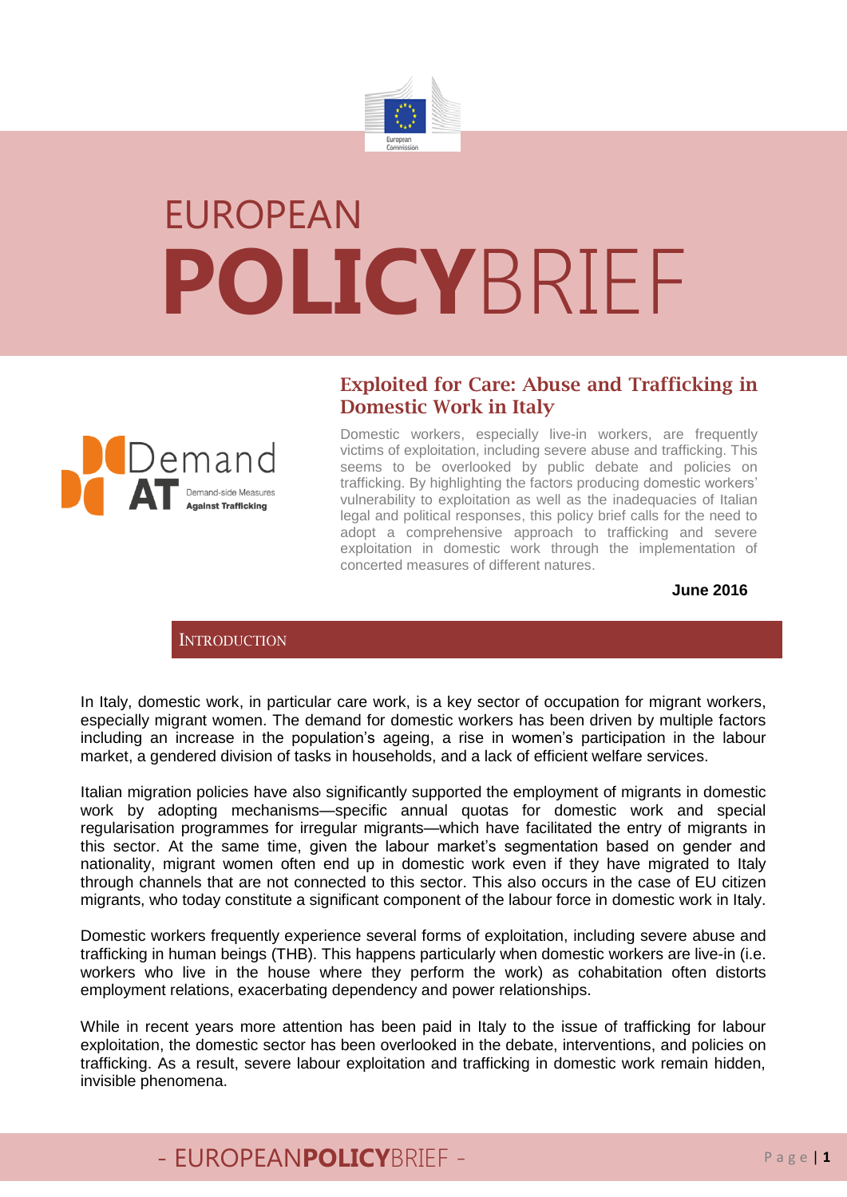# EUROPEAN POLICYBRIEF

## Exploited for Care: Abuse and Trafficking in Domestic Work in Italy

Domestic workers, especially live-in workers, are frequently victims of exploitation, including severe abuse and trafficking. This seems to be overlooked by public debate and policies on trafficking. By highlighting the factors producing domestic workers' vulnerability to exploitation as well as the inadequacies of Italian legal and political responses, this policy brief calls for the need to adopt a comprehensive approach to trafficking and severe exploitation in domestic work through the implementation of concerted measures of different natures.

**June 2016**

## INTRODUCTION

In Italy, domestic work, in particular care work, is a key sector of occupation for migrant workers, especially migrant women. The demand for domestic workers has been driven by multiple factors including an increase in the population's ageing, a rise in women's participation in the labour market, a gendered division of tasks in households, and a lack of efficient welfare services.

Italian migration policies have also significantly supported the employment of migrants in domestic work by adopting mechanisms—specific annual quotas for domestic work and special regularisation programmes for irregular migrants—which have facilitated the entry of migrants in this sector. At the same time, given the labour market's segmentation based on gender and nationality, migrant women often end up in domestic work even if they have migrated to Italy through channels that are not connected to this sector. This also occurs in the case of EU citizen migrants, who today constitute a significant component of the labour force in domestic work in Italy.

Domestic workers frequently experience several forms of exploitation, including severe abuse and trafficking in human beings (THB). This happens particularly when domestic workers are live-in (i.e. workers who live in the house where they perform the work) as cohabitation often distorts employment relations, exacerbating dependency and power relationships.

While in recent years more attention has been paid in Italy to the issue of trafficking for labour exploitation, the domestic sector has been overlooked in the debate, interventions, and policies on trafficking. As a result, severe labour exploitation and trafficking in domestic work remain hidden, invisible phenomena.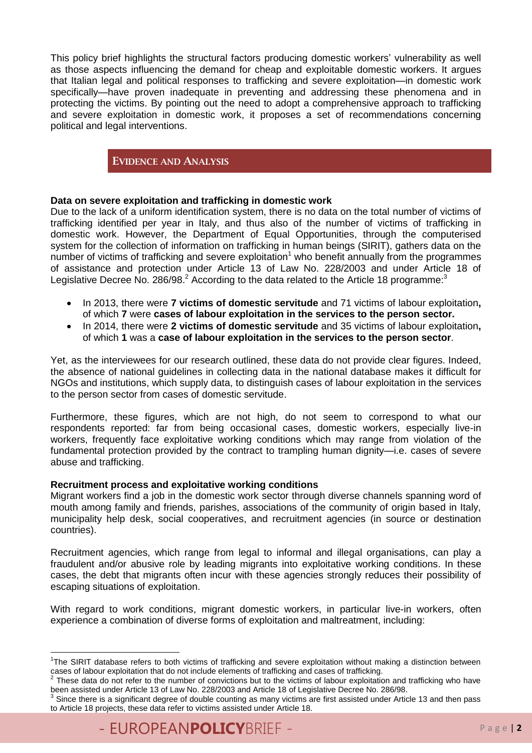This policy brief highlights the structural factors producing domestic workers' vulnerability as well as those aspects influencing the demand for cheap and exploitable domestic workers. It argues that Italian legal and political responses to trafficking and severe exploitation—in domestic work specifically—have proven inadequate in preventing and addressing these phenomena and in protecting the victims. By pointing out the need to adopt a comprehensive approach to trafficking and severe exploitation in domestic work, it proposes a set of recommendations concerning political and legal interventions.

## EVIDENCE AND ANALYSIS

**Data on severe exploitation and trafficking in domestic work**

Due to the lack of a uniform identification system, there is no data on the total number of victims of trafficking identified per year in Italy, and thus also of the number of victims of trafficking in domestic work. However, the Department of Equal Opportunities, through the computerised system for the collection of information on trafficking in human beings (SIRIT), gathers data on the number of victims of trafficking and severe exploitation[1] who benefit annually from the programmes of assistance and protection under Article 13 of Law No. 228/2003 and under Article 18 of Legislative Decree No. 286/98.[2] According to the data related to the Article 18 programme:[3]

- In 2013, there were **7 victims of domestic servitude** and 71 victims of labour exploitation**,** of which **7** were **cases of labour exploitation in the services to the person sector.**
- In 2014, there were **2 victims of domestic servitude** and 35 victims of labour exploitation**,** of which **1** was a **case of labour exploitation in the services to the person sector**.

Yet, as the interviewees for our research outlined, these data do not provide clear figures. Indeed, the absence of national guidelines in collecting data in the national database makes it difficult for NGOs and institutions, which supply data, to distinguish cases of labour exploitation in the services to the person sector from cases of domestic servitude.

Furthermore, these figures, which are not high, do not seem to correspond to what our respondents reported: far from being occasional cases, domestic workers, especially live-in workers, frequently face exploitative working conditions which may range from violation of the fundamental protection provided by the contract to trampling human dignity—i.e. cases of severe abuse and trafficking.

**Recruitment process and exploitative working conditions**

Migrant workers find a job in the domestic work sector through diverse channels spanning word of mouth among family and friends, parishes, associations of the community of origin based in Italy, municipality help desk, social cooperatives, and recruitment agencies (in source or destination countries).

Recruitment agencies, which range from legal to informal and illegal organisations, can play a fraudulent and/or abusive role by leading migrants into exploitative working conditions. In these cases, the debt that migrants often incur with these agencies strongly reduces their possibility of escaping situations of exploitation.

With regard to work conditions, migrant domestic workers, in particular live-in workers, often experience a combination of diverse forms of exploitation and maltreatment, including:

---

[1] The SIRIT database refers to both victims of trafficking and severe exploitation without making a distinction between cases of labour exploitation that do not include elements of trafficking and cases of trafficking.

[2] These data do not refer to the number of convictions but to the victims of labour exploitation and trafficking who have been assisted under Article 13 of Law No. 228/2003 and Article 18 of Legislative Decree No. 286/98.

[3] Since there is a significant degree of double counting as many victims are first assisted under Article 13 and then pass to Article 18 projects, these data refer to victims assisted under Article 18.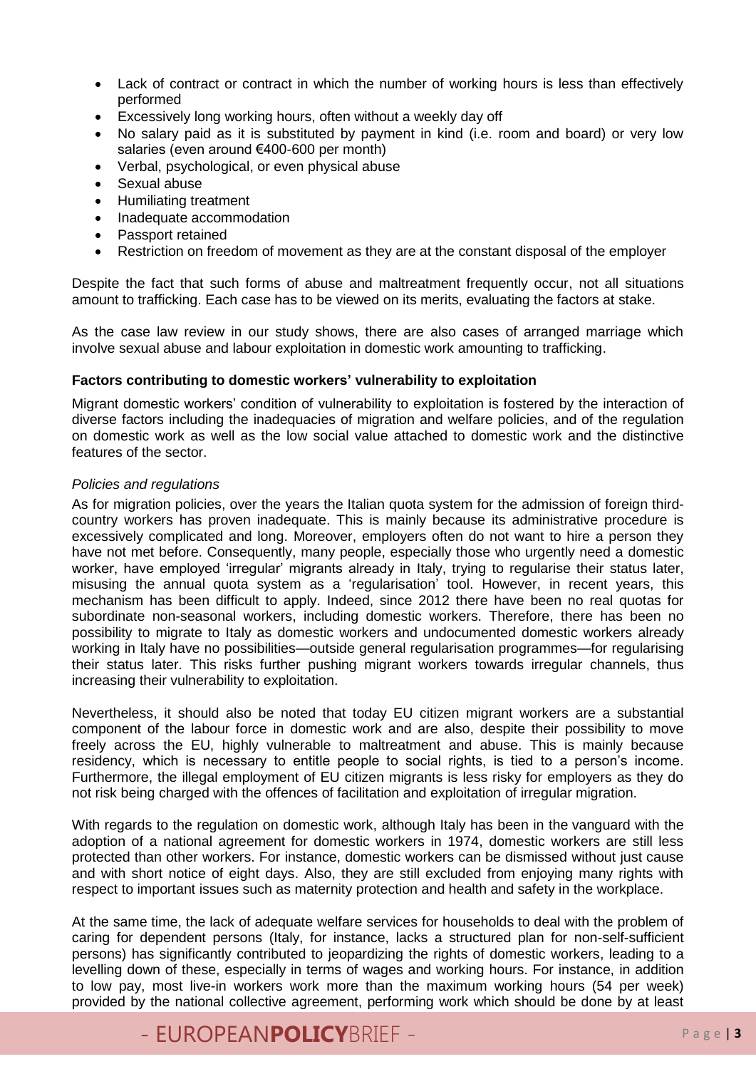- Lack of contract or contract in which the number of working hours is less than effectively performed
- Excessively long working hours, often without a weekly day off
- No salary paid as it is substituted by payment in kind (i.e. room and board) or very low salaries (even around €400-600 per month)
- Verbal, psychological, or even physical abuse
- Sexual abuse
- Humiliating treatment
- Inadequate accommodation
- Passport retained
- Restriction on freedom of movement as they are at the constant disposal of the employer

Despite the fact that such forms of abuse and maltreatment frequently occur, not all situations amount to trafficking. Each case has to be viewed on its merits, evaluating the factors at stake.

As the case law review in our study shows, there are also cases of arranged marriage which involve sexual abuse and labour exploitation in domestic work amounting to trafficking.

**Factors contributing to domestic workers' vulnerability to exploitation**

Migrant domestic workers' condition of vulnerability to exploitation is fostered by the interaction of diverse factors including the inadequacies of migration and welfare policies, and of the regulation on domestic work as well as the low social value attached to domestic work and the distinctive features of the sector.

*Policies and regulations*

As for migration policies, over the years the Italian quota system for the admission of foreign third-country workers has proven inadequate. This is mainly because its administrative procedure is excessively complicated and long. Moreover, employers often do not want to hire a person they have not met before. Consequently, many people, especially those who urgently need a domestic worker, have employed 'irregular' migrants already in Italy, trying to regularise their status later, misusing the annual quota system as a 'regularisation' tool. However, in recent years, this mechanism has been difficult to apply. Indeed, since 2012 there have been no real quotas for subordinate non-seasonal workers, including domestic workers. Therefore, there has been no possibility to migrate to Italy as domestic workers and undocumented domestic workers already working in Italy have no possibilities—outside general regularisation programmes—for regularising their status later. This risks further pushing migrant workers towards irregular channels, thus increasing their vulnerability to exploitation.

Nevertheless, it should also be noted that today EU citizen migrant workers are a substantial component of the labour force in domestic work and are also, despite their possibility to move freely across the EU, highly vulnerable to maltreatment and abuse. This is mainly because residency, which is necessary to entitle people to social rights, is tied to a person's income. Furthermore, the illegal employment of EU citizen migrants is less risky for employers as they do not risk being charged with the offences of facilitation and exploitation of irregular migration.

With regards to the regulation on domestic work, although Italy has been in the vanguard with the adoption of a national agreement for domestic workers in 1974, domestic workers are still less protected than other workers. For instance, domestic workers can be dismissed without just cause and with short notice of eight days. Also, they are still excluded from enjoying many rights with respect to important issues such as maternity protection and health and safety in the workplace.

At the same time, the lack of adequate welfare services for households to deal with the problem of caring for dependent persons (Italy, for instance, lacks a structured plan for non-self-sufficient persons) has significantly contributed to jeopardizing the rights of domestic workers, leading to a levelling down of these, especially in terms of wages and working hours. For instance, in addition to low pay, most live-in workers work more than the maximum working hours (54 per week) provided by the national collective agreement, performing work which should be done by at least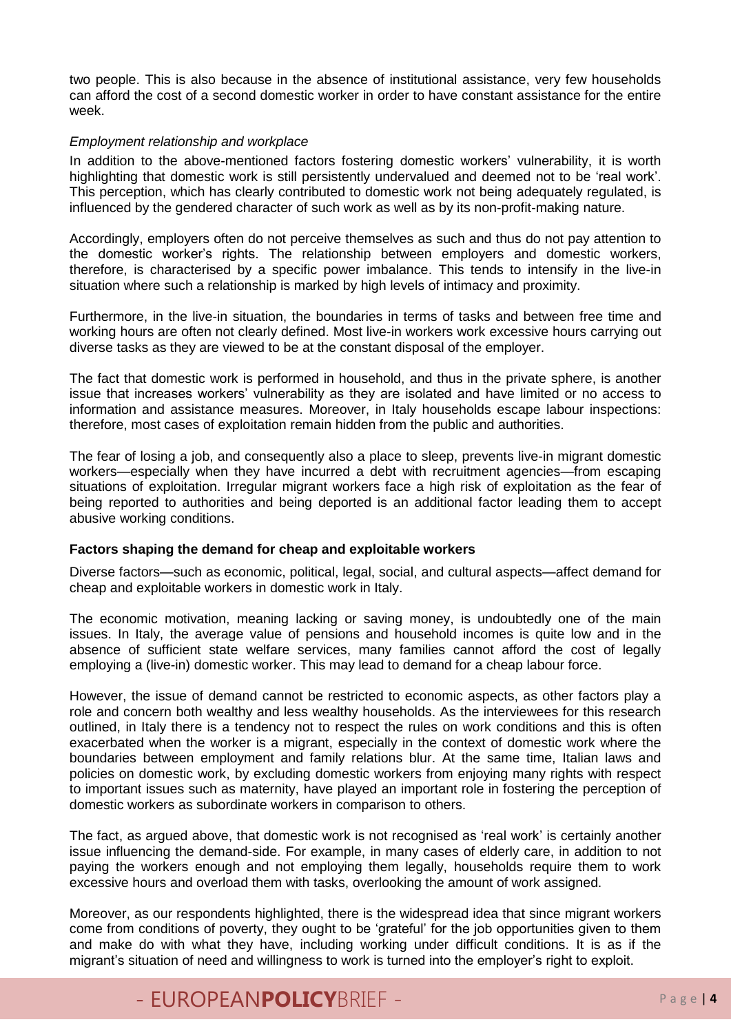two people. This is also because in the absence of institutional assistance, very few households can afford the cost of a second domestic worker in order to have constant assistance for the entire week.

*Employment relationship and workplace*

In addition to the above-mentioned factors fostering domestic workers' vulnerability, it is worth highlighting that domestic work is still persistently undervalued and deemed not to be 'real work'. This perception, which has clearly contributed to domestic work not being adequately regulated, is influenced by the gendered character of such work as well as by its non-profit-making nature.

Accordingly, employers often do not perceive themselves as such and thus do not pay attention to the domestic worker's rights. The relationship between employers and domestic workers, therefore, is characterised by a specific power imbalance. This tends to intensify in the live-in situation where such a relationship is marked by high levels of intimacy and proximity.

Furthermore, in the live-in situation, the boundaries in terms of tasks and between free time and working hours are often not clearly defined. Most live-in workers work excessive hours carrying out diverse tasks as they are viewed to be at the constant disposal of the employer.

The fact that domestic work is performed in household, and thus in the private sphere, is another issue that increases workers' vulnerability as they are isolated and have limited or no access to information and assistance measures. Moreover, in Italy households escape labour inspections: therefore, most cases of exploitation remain hidden from the public and authorities.

The fear of losing a job, and consequently also a place to sleep, prevents live-in migrant domestic workers—especially when they have incurred a debt with recruitment agencies—from escaping situations of exploitation. Irregular migrant workers face a high risk of exploitation as the fear of being reported to authorities and being deported is an additional factor leading them to accept abusive working conditions.

**Factors shaping the demand for cheap and exploitable workers**

Diverse factors—such as economic, political, legal, social, and cultural aspects—affect demand for cheap and exploitable workers in domestic work in Italy.

The economic motivation, meaning lacking or saving money, is undoubtedly one of the main issues. In Italy, the average value of pensions and household incomes is quite low and in the absence of sufficient state welfare services, many families cannot afford the cost of legally employing a (live-in) domestic worker. This may lead to demand for a cheap labour force.

However, the issue of demand cannot be restricted to economic aspects, as other factors play a role and concern both wealthy and less wealthy households. As the interviewees for this research outlined, in Italy there is a tendency not to respect the rules on work conditions and this is often exacerbated when the worker is a migrant, especially in the context of domestic work where the boundaries between employment and family relations blur. At the same time, Italian laws and policies on domestic work, by excluding domestic workers from enjoying many rights with respect to important issues such as maternity, have played an important role in fostering the perception of domestic workers as subordinate workers in comparison to others.

The fact, as argued above, that domestic work is not recognised as 'real work' is certainly another issue influencing the demand-side. For example, in many cases of elderly care, in addition to not paying the workers enough and not employing them legally, households require them to work excessive hours and overload them with tasks, overlooking the amount of work assigned.

Moreover, as our respondents highlighted, there is the widespread idea that since migrant workers come from conditions of poverty, they ought to be 'grateful' for the job opportunities given to them and make do with what they have, including working under difficult conditions. It is as if the migrant's situation of need and willingness to work is turned into the employer's right to exploit.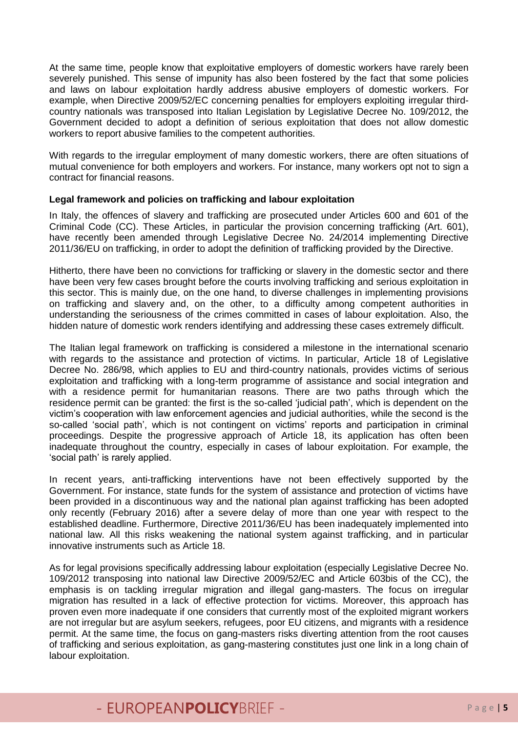At the same time, people know that exploitative employers of domestic workers have rarely been severely punished. This sense of impunity has also been fostered by the fact that some policies and laws on labour exploitation hardly address abusive employers of domestic workers. For example, when Directive 2009/52/EC concerning penalties for employers exploiting irregular third-country nationals was transposed into Italian Legislation by Legislative Decree No. 109/2012, the Government decided to adopt a definition of serious exploitation that does not allow domestic workers to report abusive families to the competent authorities.

With regards to the irregular employment of many domestic workers, there are often situations of mutual convenience for both employers and workers. For instance, many workers opt not to sign a contract for financial reasons.

**Legal framework and policies on trafficking and labour exploitation**

In Italy, the offences of slavery and trafficking are prosecuted under Articles 600 and 601 of the Criminal Code (CC). These Articles, in particular the provision concerning trafficking (Art. 601), have recently been amended through Legislative Decree No. 24/2014 implementing Directive 2011/36/EU on trafficking, in order to adopt the definition of trafficking provided by the Directive.

Hitherto, there have been no convictions for trafficking or slavery in the domestic sector and there have been very few cases brought before the courts involving trafficking and serious exploitation in this sector. This is mainly due, on the one hand, to diverse challenges in implementing provisions on trafficking and slavery and, on the other, to a difficulty among competent authorities in understanding the seriousness of the crimes committed in cases of labour exploitation. Also, the hidden nature of domestic work renders identifying and addressing these cases extremely difficult.

The Italian legal framework on trafficking is considered a milestone in the international scenario with regards to the assistance and protection of victims. In particular, Article 18 of Legislative Decree No. 286/98, which applies to EU and third-country nationals, provides victims of serious exploitation and trafficking with a long-term programme of assistance and social integration and with a residence permit for humanitarian reasons. There are two paths through which the residence permit can be granted: the first is the so-called 'judicial path', which is dependent on the victim's cooperation with law enforcement agencies and judicial authorities, while the second is the so-called 'social path', which is not contingent on victims' reports and participation in criminal proceedings. Despite the progressive approach of Article 18, its application has often been inadequate throughout the country, especially in cases of labour exploitation. For example, the 'social path' is rarely applied.

In recent years, anti-trafficking interventions have not been effectively supported by the Government. For instance, state funds for the system of assistance and protection of victims have been provided in a discontinuous way and the national plan against trafficking has been adopted only recently (February 2016) after a severe delay of more than one year with respect to the established deadline. Furthermore, Directive 2011/36/EU has been inadequately implemented into national law. All this risks weakening the national system against trafficking, and in particular innovative instruments such as Article 18.

As for legal provisions specifically addressing labour exploitation (especially Legislative Decree No. 109/2012 transposing into national law Directive 2009/52/EC and Article 603bis of the CC), the emphasis is on tackling irregular migration and illegal gang-masters. The focus on irregular migration has resulted in a lack of effective protection for victims. Moreover, this approach has proven even more inadequate if one considers that currently most of the exploited migrant workers are not irregular but are asylum seekers, refugees, poor EU citizens, and migrants with a residence permit. At the same time, the focus on gang-masters risks diverting attention from the root causes of trafficking and serious exploitation, as gang-mastering constitutes just one link in a long chain of labour exploitation.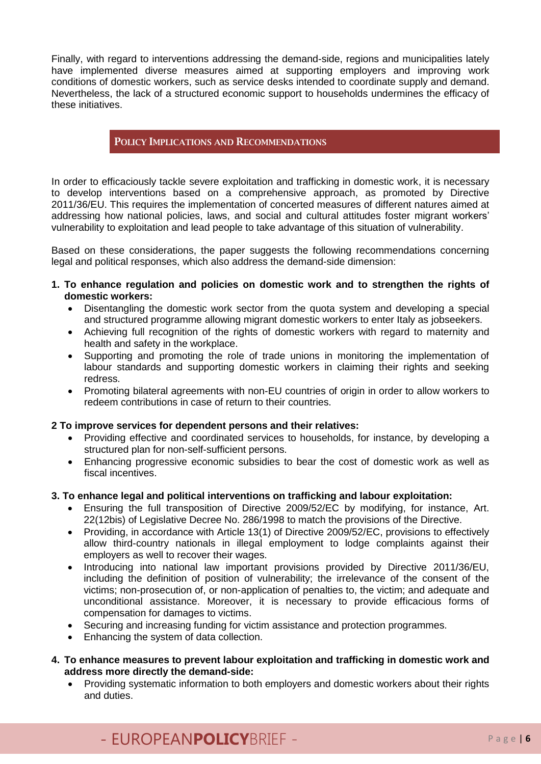Finally, with regard to interventions addressing the demand-side, regions and municipalities lately have implemented diverse measures aimed at supporting employers and improving work conditions of domestic workers, such as service desks intended to coordinate supply and demand. Nevertheless, the lack of a structured economic support to households undermines the efficacy of these initiatives.

## POLICY IMPLICATIONS AND RECOMMENDATIONS

In order to efficaciously tackle severe exploitation and trafficking in domestic work, it is necessary to develop interventions based on a comprehensive approach, as promoted by Directive 2011/36/EU. This requires the implementation of concerted measures of different natures aimed at addressing how national policies, laws, and social and cultural attitudes foster migrant workers' vulnerability to exploitation and lead people to take advantage of this situation of vulnerability.

Based on these considerations, the paper suggests the following recommendations concerning legal and political responses, which also address the demand-side dimension:

**1. To enhance regulation and policies on domestic work and to strengthen the rights of domestic workers:**

- Disentangling the domestic work sector from the quota system and developing a special and structured programme allowing migrant domestic workers to enter Italy as jobseekers.
- Achieving full recognition of the rights of domestic workers with regard to maternity and health and safety in the workplace.
- Supporting and promoting the role of trade unions in monitoring the implementation of labour standards and supporting domestic workers in claiming their rights and seeking redress.
- Promoting bilateral agreements with non-EU countries of origin in order to allow workers to redeem contributions in case of return to their countries.

**2 To improve services for dependent persons and their relatives:**

- Providing effective and coordinated services to households, for instance, by developing a structured plan for non-self-sufficient persons.
- Enhancing progressive economic subsidies to bear the cost of domestic work as well as fiscal incentives.

**3. To enhance legal and political interventions on trafficking and labour exploitation:**

- Ensuring the full transposition of Directive 2009/52/EC by modifying, for instance, Art. 22(12bis) of Legislative Decree No. 286/1998 to match the provisions of the Directive.
- Providing, in accordance with Article 13(1) of Directive 2009/52/EC, provisions to effectively allow third-country nationals in illegal employment to lodge complaints against their employers as well to recover their wages.
- Introducing into national law important provisions provided by Directive 2011/36/EU, including the definition of position of vulnerability; the irrelevance of the consent of the victims; non-prosecution of, or non-application of penalties to, the victim; and adequate and unconditional assistance. Moreover, it is necessary to provide efficacious forms of compensation for damages to victims.
- Securing and increasing funding for victim assistance and protection programmes.
- Enhancing the system of data collection.

**4. To enhance measures to prevent labour exploitation and trafficking in domestic work and address more directly the demand-side:**

- Providing systematic information to both employers and domestic workers about their rights and duties.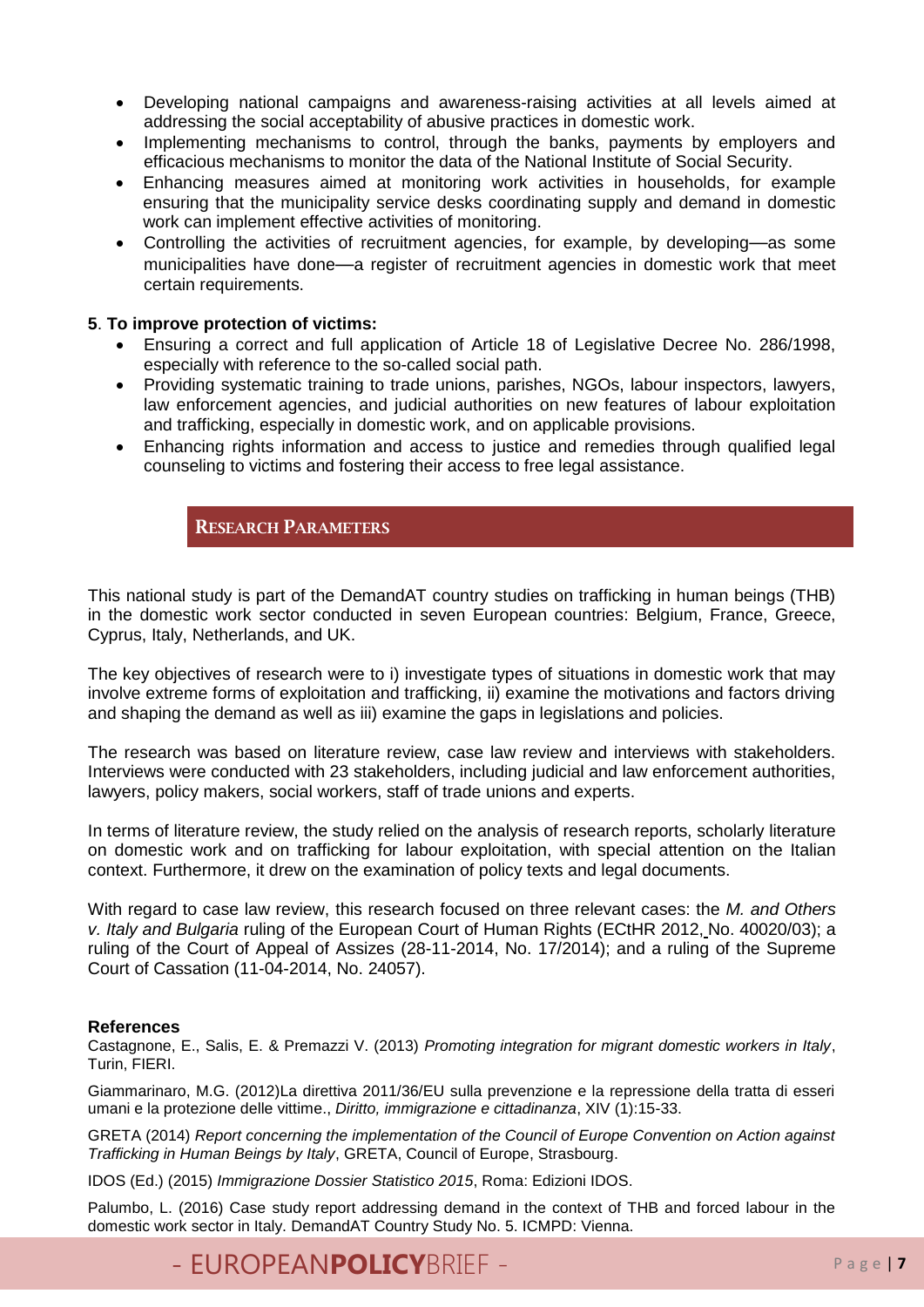- Developing national campaigns and awareness-raising activities at all levels aimed at addressing the social acceptability of abusive practices in domestic work.
- Implementing mechanisms to control, through the banks, payments by employers and efficacious mechanisms to monitor the data of the National Institute of Social Security.
- Enhancing measures aimed at monitoring work activities in households, for example ensuring that the municipality service desks coordinating supply and demand in domestic work can implement effective activities of monitoring.
- Controlling the activities of recruitment agencies, for example, by developing—as some municipalities have done—a register of recruitment agencies in domestic work that meet certain requirements.

**5**. **To improve protection of victims:**

- Ensuring a correct and full application of Article 18 of Legislative Decree No. 286/1998, especially with reference to the so-called social path.
- Providing systematic training to trade unions, parishes, NGOs, labour inspectors, lawyers, law enforcement agencies, and judicial authorities on new features of labour exploitation and trafficking, especially in domestic work, and on applicable provisions.
- Enhancing rights information and access to justice and remedies through qualified legal counseling to victims and fostering their access to free legal assistance.

## RESEARCH PARAMETERS

This national study is part of the DemandAT country studies on trafficking in human beings (THB) in the domestic work sector conducted in seven European countries: Belgium, France, Greece, Cyprus, Italy, Netherlands, and UK.

The key objectives of research were to i) investigate types of situations in domestic work that may involve extreme forms of exploitation and trafficking, ii) examine the motivations and factors driving and shaping the demand as well as iii) examine the gaps in legislations and policies.

The research was based on literature review, case law review and interviews with stakeholders. Interviews were conducted with 23 stakeholders, including judicial and law enforcement authorities, lawyers, policy makers, social workers, staff of trade unions and experts.

In terms of literature review, the study relied on the analysis of research reports, scholarly literature on domestic work and on trafficking for labour exploitation, with special attention on the Italian context. Furthermore, it drew on the examination of policy texts and legal documents.

With regard to case law review, this research focused on three relevant cases: the *M. and Others v. Italy and Bulgaria* ruling of the European Court of Human Rights (ECtHR 2012, No. 40020/03); a ruling of the Court of Appeal of Assizes (28-11-2014, No. 17/2014); and a ruling of the Supreme Court of Cassation (11-04-2014, No. 24057).

**References**

Castagnone, E., Salis, E. & Premazzi V. (2013) *Promoting integration for migrant domestic workers in Italy*, Turin, FIERI.

Giammarinaro, M.G. (2012)La direttiva 2011/36/EU sulla prevenzione e la repressione della tratta di esseri umani e la protezione delle vittime., *Diritto, immigrazione e cittadinanza*, XIV (1):15-33.

GRETA (2014) *Report concerning the implementation of the Council of Europe Convention on Action against Trafficking in Human Beings by Italy*, GRETA, Council of Europe, Strasbourg.

IDOS (Ed.) (2015) *Immigrazione Dossier Statistico 2015*, Roma: Edizioni IDOS.

Palumbo, L. (2016) Case study report addressing demand in the context of THB and forced labour in the domestic work sector in Italy. DemandAT Country Study No. 5. ICMPD: Vienna.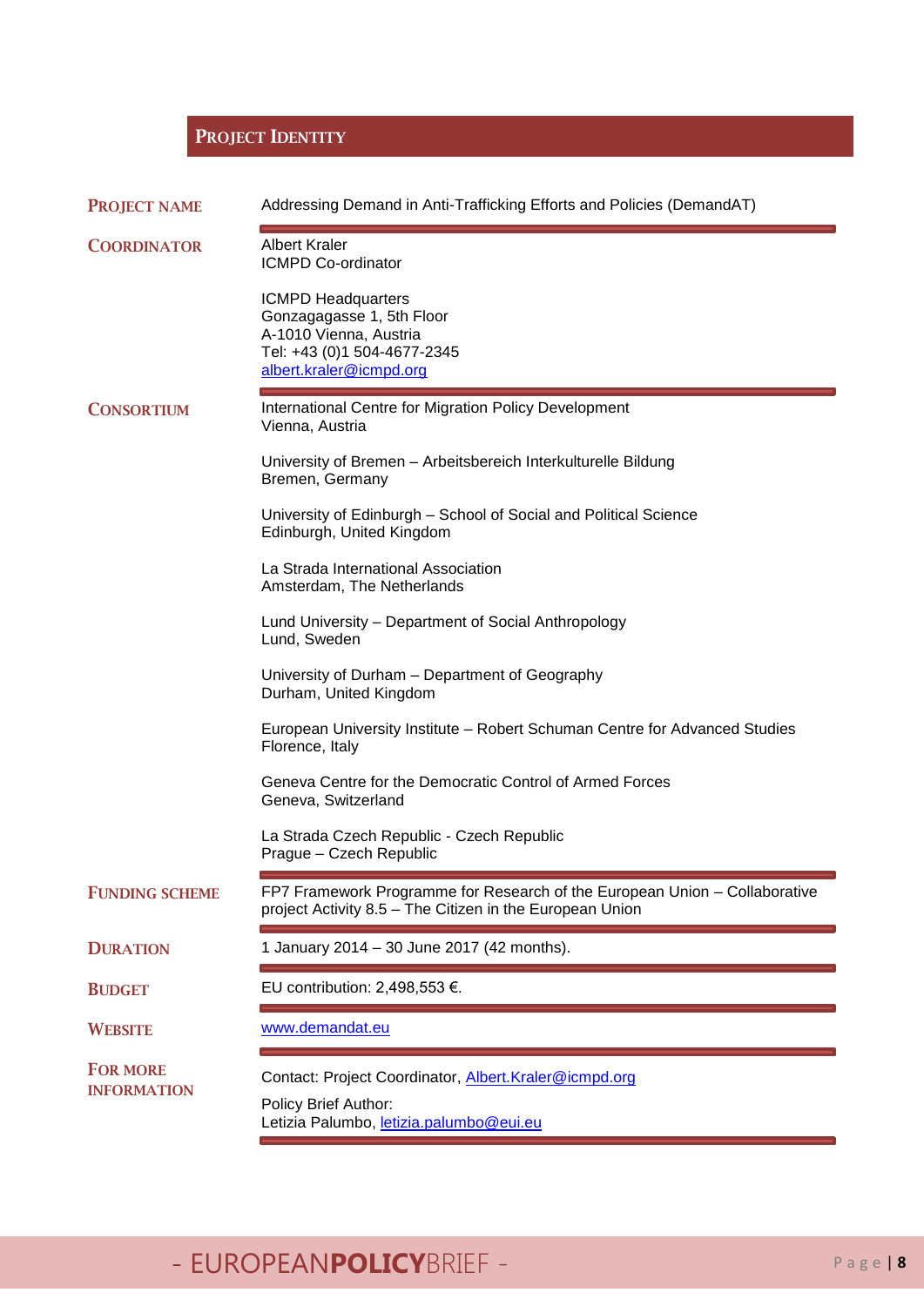## Project Identity

| | |
|---|---|
| **Project Name** | Addressing Demand in Anti-Trafficking Efforts and Policies (DemandAT) |
| **Coordinator** | Albert Kraler<br>ICMPD Co-ordinator<br><br>ICMPD Headquarters<br>Gonzagagasse 1, 5th Floor<br>A-1010 Vienna, Austria<br>Tel: +43 (0)1 504-4677-2345<br>albert.kraler@icmpd.org |
| **Consortium** | International Centre for Migration Policy Development<br>Vienna, Austria<br><br>University of Bremen – Arbeitsbereich Interkulturelle Bildung<br>Bremen, Germany<br><br>University of Edinburgh – School of Social and Political Science<br>Edinburgh, United Kingdom<br><br>La Strada International Association<br>Amsterdam, The Netherlands<br><br>Lund University – Department of Social Anthropology<br>Lund, Sweden<br><br>University of Durham – Department of Geography<br>Durham, United Kingdom<br><br>European University Institute – Robert Schuman Centre for Advanced Studies<br>Florence, Italy<br><br>Geneva Centre for the Democratic Control of Armed Forces<br>Geneva, Switzerland<br><br>La Strada Czech Republic - Czech Republic<br>Prague – Czech Republic |
| **Funding Scheme** | FP7 Framework Programme for Research of the European Union – Collaborative project Activity 8.5 – The Citizen in the European Union |
| **Duration** | 1 January 2014 – 30 June 2017 (42 months). |
| **Budget** | EU contribution: 2,498,553 €. |
| **Website** | www.demandat.eu |
| **For More Information** | Contact: Project Coordinator, Albert.Kraler@icmpd.org<br><br>Policy Brief Author:<br>Letizia Palumbo, letizia.palumbo@eui.eu |